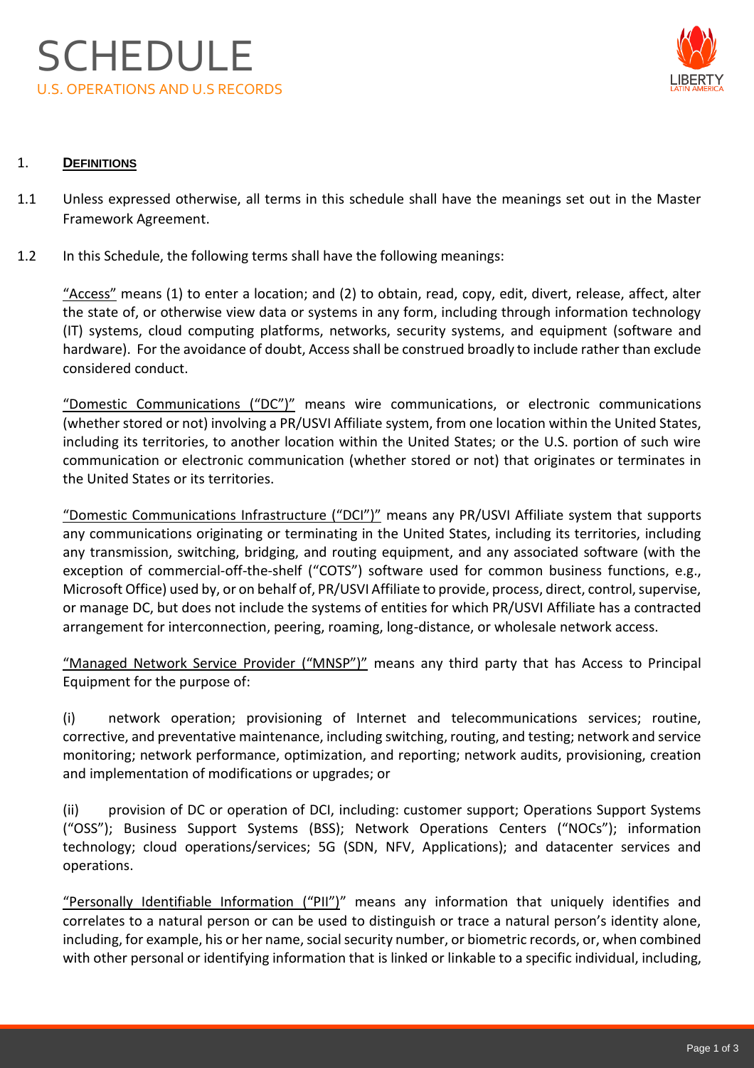# SCHEDULE

## U.S. OPERATIONS AND U.S RECORDS

### 1. DEFINITIONS

1.1 Unless expressed otherwise, all terms in this schedule shall have the meanings set out in the Master Framework Agreement.

1.2 In this Schedule, the following terms shall have the following meanings:

"Access" means (1) to enter a location; and (2) to obtain, read, copy, edit, divert, release, affect, alter the state of, or otherwise view data or systems in any form, including through information technology (IT) systems, cloud computing platforms, networks, security systems, and equipment (software and hardware). For the avoidance of doubt, Access shall be construed broadly to include rather than exclude considered conduct.

"Domestic Communications ("DC")" means wire communications, or electronic communications (whether stored or not) involving a PR/USVI Affiliate system, from one location within the United States, including its territories, to another location within the United States; or the U.S. portion of such wire communication or electronic communication (whether stored or not) that originates or terminates in the United States or its territories.

"Domestic Communications Infrastructure ("DCI")" means any PR/USVI Affiliate system that supports any communications originating or terminating in the United States, including its territories, including any transmission, switching, bridging, and routing equipment, and any associated software (with the exception of commercial-off-the-shelf ("COTS") software used for common business functions, e.g., Microsoft Office) used by, or on behalf of, PR/USVI Affiliate to provide, process, direct, control, supervise, or manage DC, but does not include the systems of entities for which PR/USVI Affiliate has a contracted arrangement for interconnection, peering, roaming, long-distance, or wholesale network access.

"Managed Network Service Provider ("MNSP")" means any third party that has Access to Principal Equipment for the purpose of:

(i) network operation; provisioning of Internet and telecommunications services; routine, corrective, and preventative maintenance, including switching, routing, and testing; network and service monitoring; network performance, optimization, and reporting; network audits, provisioning, creation and implementation of modifications or upgrades; or

(ii) provision of DC or operation of DCI, including: customer support; Operations Support Systems ("OSS"); Business Support Systems (BSS); Network Operations Centers ("NOCs"); information technology; cloud operations/services; 5G (SDN, NFV, Applications); and datacenter services and operations.

"Personally Identifiable Information ("PII")" means any information that uniquely identifies and correlates to a natural person or can be used to distinguish or trace a natural person's identity alone, including, for example, his or her name, social security number, or biometric records, or, when combined with other personal or identifying information that is linked or linkable to a specific individual, including,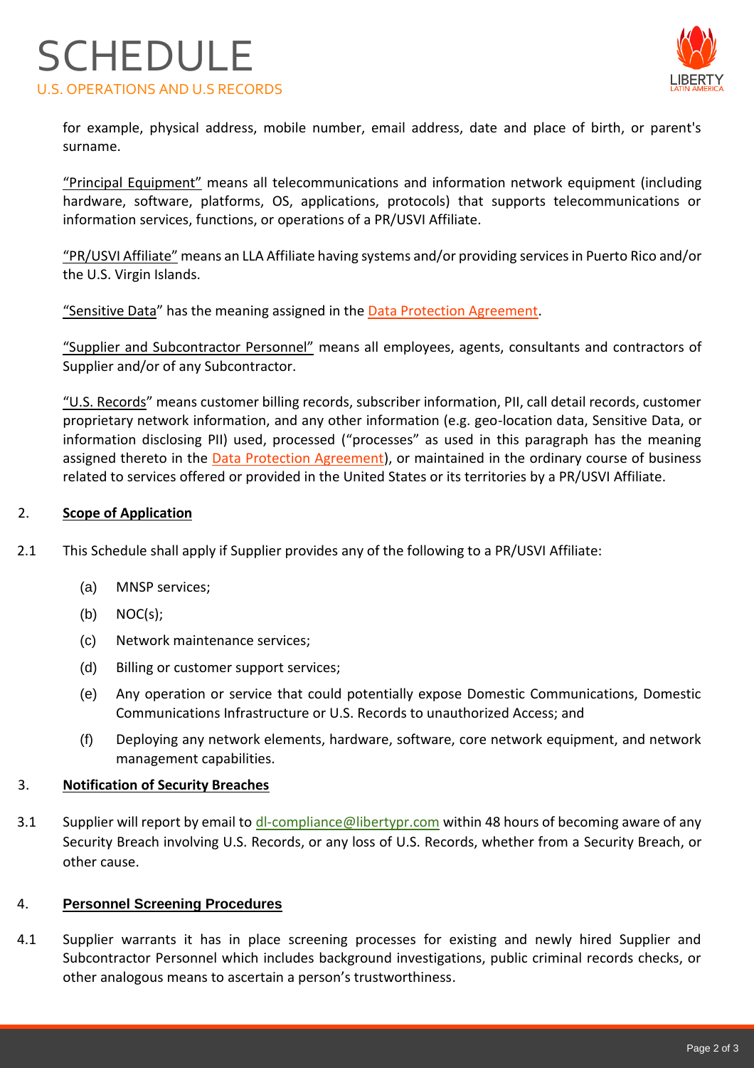for example, physical address, mobile number, email address, date and place of birth, or parent's surname.

"Principal Equipment" means all telecommunications and information network equipment (including hardware, software, platforms, OS, applications, protocols) that supports telecommunications or information services, functions, or operations of a PR/USVI Affiliate.

"PR/USVI Affiliate" means an LLA Affiliate having systems and/or providing services in Puerto Rico and/or the U.S. Virgin Islands.

"Sensitive Data" has the meaning assigned in the Data Protection Agreement.

"Supplier and Subcontractor Personnel" means all employees, agents, consultants and contractors of Supplier and/or of any Subcontractor.

"U.S. Records" means customer billing records, subscriber information, PII, call detail records, customer proprietary network information, and any other information (e.g. geo-location data, Sensitive Data, or information disclosing PII) used, processed ("processes" as used in this paragraph has the meaning assigned thereto in the Data Protection Agreement), or maintained in the ordinary course of business related to services offered or provided in the United States or its territories by a PR/USVI Affiliate.

## 2. Scope of Application

2.1 This Schedule shall apply if Supplier provides any of the following to a PR/USVI Affiliate:

(a) MNSP services;

(b) NOC(s);

(c) Network maintenance services;

(d) Billing or customer support services;

(e) Any operation or service that could potentially expose Domestic Communications, Domestic Communications Infrastructure or U.S. Records to unauthorized Access; and

(f) Deploying any network elements, hardware, software, core network equipment, and network management capabilities.

## 3. Notification of Security Breaches

3.1 Supplier will report by email to dl-compliance@libertypr.com within 48 hours of becoming aware of any Security Breach involving U.S. Records, or any loss of U.S. Records, whether from a Security Breach, or other cause.

## 4. Personnel Screening Procedures

4.1 Supplier warrants it has in place screening processes for existing and newly hired Supplier and Subcontractor Personnel which includes background investigations, public criminal records checks, or other analogous means to ascertain a person's trustworthiness.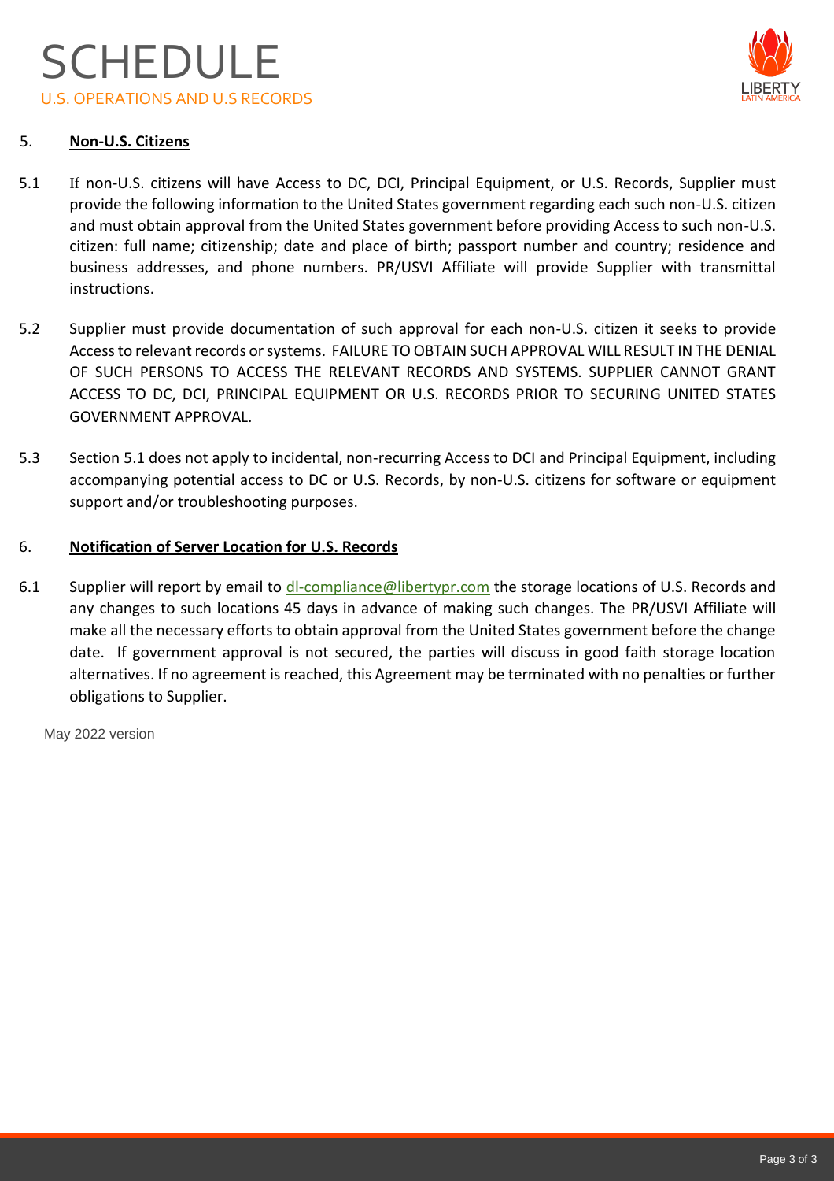# SCHEDULE

U.S. OPERATIONS AND U.S RECORDS

5. **Non-U.S. Citizens**

5.1 If non-U.S. citizens will have Access to DC, DCI, Principal Equipment, or U.S. Records, Supplier must provide the following information to the United States government regarding each such non-U.S. citizen and must obtain approval from the United States government before providing Access to such non-U.S. citizen: full name; citizenship; date and place of birth; passport number and country; residence and business addresses, and phone numbers. PR/USVI Affiliate will provide Supplier with transmittal instructions.

5.2 Supplier must provide documentation of such approval for each non-U.S. citizen it seeks to provide Access to relevant records or systems. FAILURE TO OBTAIN SUCH APPROVAL WILL RESULT IN THE DENIAL OF SUCH PERSONS TO ACCESS THE RELEVANT RECORDS AND SYSTEMS. SUPPLIER CANNOT GRANT ACCESS TO DC, DCI, PRINCIPAL EQUIPMENT OR U.S. RECORDS PRIOR TO SECURING UNITED STATES GOVERNMENT APPROVAL.

5.3 Section 5.1 does not apply to incidental, non-recurring Access to DCI and Principal Equipment, including accompanying potential access to DC or U.S. Records, by non-U.S. citizens for software or equipment support and/or troubleshooting purposes.

6. **Notification of Server Location for U.S. Records**

6.1 Supplier will report by email to dl-compliance@libertypr.com the storage locations of U.S. Records and any changes to such locations 45 days in advance of making such changes. The PR/USVI Affiliate will make all the necessary efforts to obtain approval from the United States government before the change date. If government approval is not secured, the parties will discuss in good faith storage location alternatives. If no agreement is reached, this Agreement may be terminated with no penalties or further obligations to Supplier.

May 2022 version